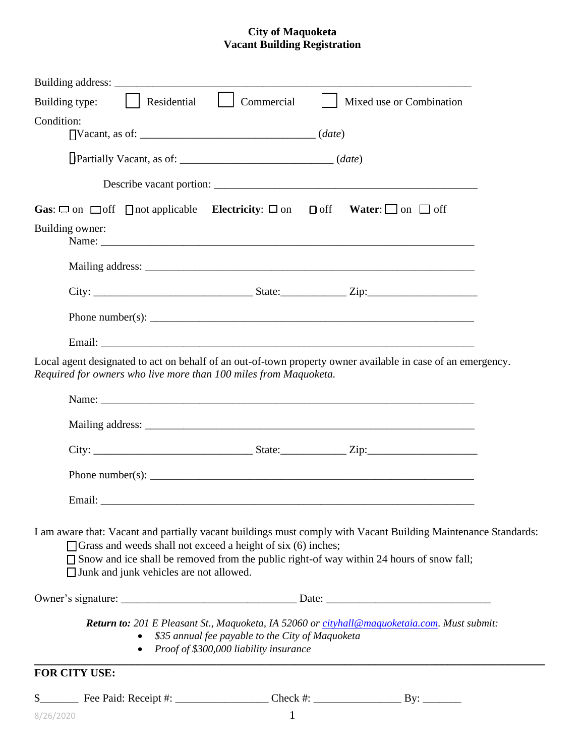# City of Maquoketa
## Vacant Building Registration

Building address: ____________________________________________________________

Building type: ☐ Residential ☐ Commercial ☐ Mixed use or Combination

Condition:

☐Vacant, as of: ______________________________ (*date*)

☐Partially Vacant, as of: ___________________________ (*date*)

Describe vacant portion: _____________________________________________

**Gas**: ☐ on ☐off ☐not applicable **Electricity**: ☐ on ☐ off **Water**: ☐ on ☐ off

Building owner:

Name: ________________________________________________________________

Mailing address: _________________________________________________________

City: ____________________________ State:___________ Zip:___________________

Phone number(s): _________________________________________________________

Email: ________________________________________________________________

Local agent designated to act on behalf of an out-of-town property owner available in case of an emergency. *Required for owners who live more than 100 miles from Maquoketa.*

Name: ________________________________________________________________

Mailing address: _________________________________________________________

City: ____________________________ State:___________ Zip:___________________

Phone number(s): _________________________________________________________

Email: ________________________________________________________________

I am aware that: Vacant and partially vacant buildings must comply with Vacant Building Maintenance Standards:

☐Grass and weeds shall not exceed a height of six (6) inches;
☐ Snow and ice shall be removed from the public right-of way within 24 hours of snow fall;
☐ Junk and junk vehicles are not allowed.

Owner's signature: ______________________________ Date: ____________________________

***Return to:*** *201 E Pleasant St., Maquoketa, IA 52060 or cityhall@maquoketaia.com. Must submit:*

- *$35 annual fee payable to the City of Maquoketa*
- *Proof of $300,000 liability insurance*

---

**FOR CITY USE:**

$_______ Fee Paid: Receipt #: ________________ Check #: _______________ By: _______

8/26/2020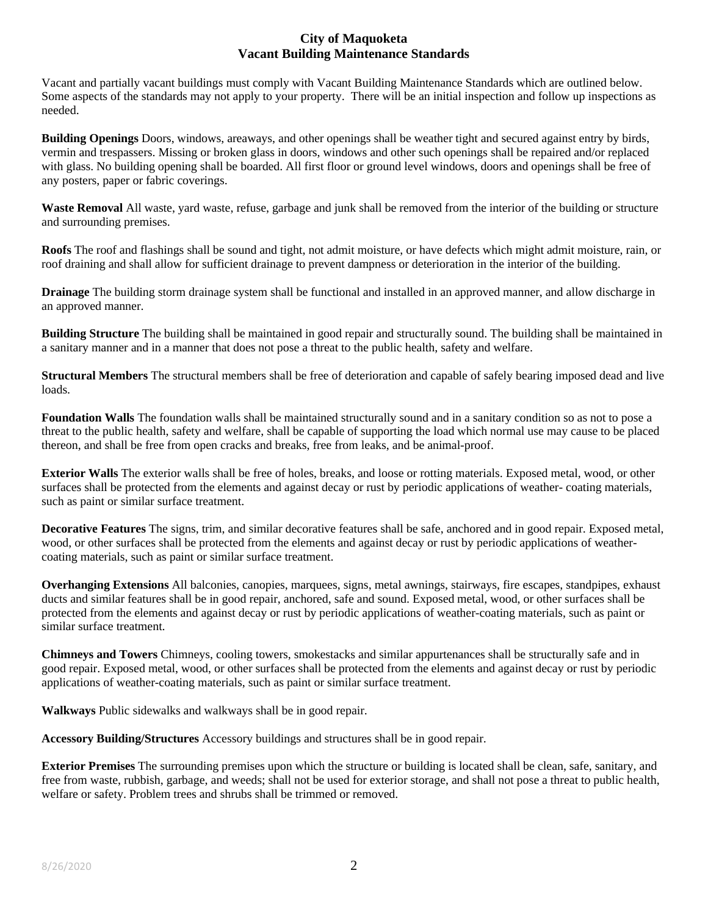# City of Maquoketa
## Vacant Building Maintenance Standards

Vacant and partially vacant buildings must comply with Vacant Building Maintenance Standards which are outlined below. Some aspects of the standards may not apply to your property. There will be an initial inspection and follow up inspections as needed.

**Building Openings** Doors, windows, areaways, and other openings shall be weather tight and secured against entry by birds, vermin and trespassers. Missing or broken glass in doors, windows and other such openings shall be repaired and/or replaced with glass. No building opening shall be boarded. All first floor or ground level windows, doors and openings shall be free of any posters, paper or fabric coverings.

**Waste Removal** All waste, yard waste, refuse, garbage and junk shall be removed from the interior of the building or structure and surrounding premises.

**Roofs** The roof and flashings shall be sound and tight, not admit moisture, or have defects which might admit moisture, rain, or roof draining and shall allow for sufficient drainage to prevent dampness or deterioration in the interior of the building.

**Drainage** The building storm drainage system shall be functional and installed in an approved manner, and allow discharge in an approved manner.

**Building Structure** The building shall be maintained in good repair and structurally sound. The building shall be maintained in a sanitary manner and in a manner that does not pose a threat to the public health, safety and welfare.

**Structural Members** The structural members shall be free of deterioration and capable of safely bearing imposed dead and live loads.

**Foundation Walls** The foundation walls shall be maintained structurally sound and in a sanitary condition so as not to pose a threat to the public health, safety and welfare, shall be capable of supporting the load which normal use may cause to be placed thereon, and shall be free from open cracks and breaks, free from leaks, and be animal-proof.

**Exterior Walls** The exterior walls shall be free of holes, breaks, and loose or rotting materials. Exposed metal, wood, or other surfaces shall be protected from the elements and against decay or rust by periodic applications of weather- coating materials, such as paint or similar surface treatment.

**Decorative Features** The signs, trim, and similar decorative features shall be safe, anchored and in good repair. Exposed metal, wood, or other surfaces shall be protected from the elements and against decay or rust by periodic applications of weather-coating materials, such as paint or similar surface treatment.

**Overhanging Extensions** All balconies, canopies, marquees, signs, metal awnings, stairways, fire escapes, standpipes, exhaust ducts and similar features shall be in good repair, anchored, safe and sound. Exposed metal, wood, or other surfaces shall be protected from the elements and against decay or rust by periodic applications of weather-coating materials, such as paint or similar surface treatment.

**Chimneys and Towers** Chimneys, cooling towers, smokestacks and similar appurtenances shall be structurally safe and in good repair. Exposed metal, wood, or other surfaces shall be protected from the elements and against decay or rust by periodic applications of weather-coating materials, such as paint or similar surface treatment.

**Walkways** Public sidewalks and walkways shall be in good repair.

**Accessory Building/Structures** Accessory buildings and structures shall be in good repair.

**Exterior Premises** The surrounding premises upon which the structure or building is located shall be clean, safe, sanitary, and free from waste, rubbish, garbage, and weeds; shall not be used for exterior storage, and shall not pose a threat to public health, welfare or safety. Problem trees and shrubs shall be trimmed or removed.

8/26/2020